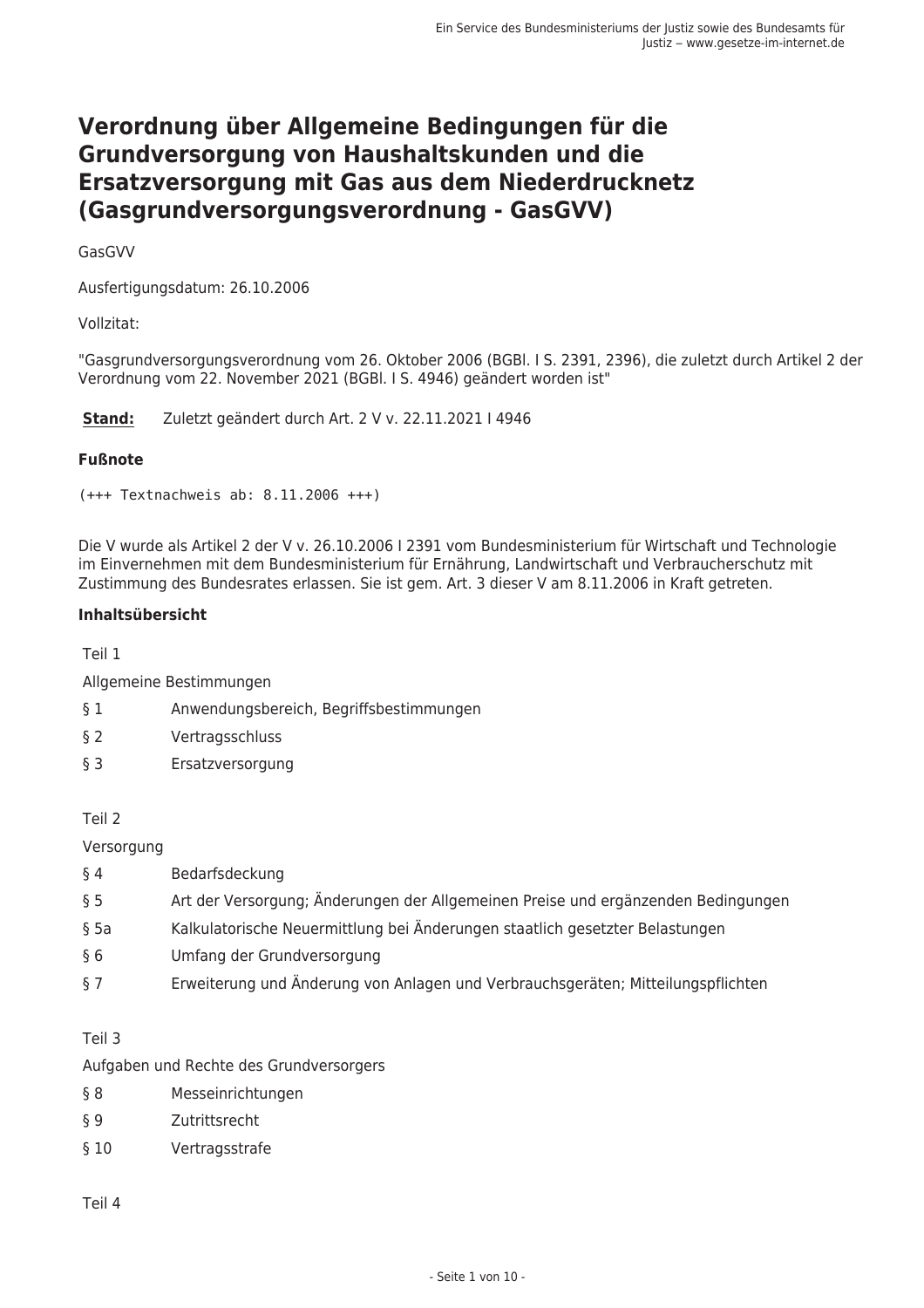# Verordnung über Allgemeine Bedingungen für die Grundversorgung von Haushaltskunden und die Ersatzversorgung mit Gas aus dem Niederdrucknetz (Gasgrundversorgungsverordnung - GasGVV)

GasGVV

Ausfertigungsdatum: 26.10.2006

Vollzitat:

"Gasgrundversorgungsverordnung vom 26. Oktober 2006 (BGBl. I S. 2391, 2396), die zuletzt durch Artikel 2 der Verordnung vom 22. November 2021 (BGBl. I S. 4946) geändert worden ist"

**Stand:** Zuletzt geändert durch Art. 2 V v. 22.11.2021 I 4946

### Fußnote

```
(+++ Textnachweis ab: 8.11.2006 +++)
```

Die V wurde als Artikel 2 der V v. 26.10.2006 I 2391 vom Bundesministerium für Wirtschaft und Technologie im Einvernehmen mit dem Bundesministerium für Ernährung, Landwirtschaft und Verbraucherschutz mit Zustimmung des Bundesrates erlassen. Sie ist gem. Art. 3 dieser V am 8.11.2006 in Kraft getreten.

### Inhaltsübersicht

Teil 1

Allgemeine Bestimmungen

| | |
|---|---|
| § 1 | Anwendungsbereich, Begriffsbestimmungen |
| § 2 | Vertragsschluss |
| § 3 | Ersatzversorgung |

Teil 2

Versorgung

| | |
|---|---|
| § 4 | Bedarfsdeckung |
| § 5 | Art der Versorgung; Änderungen der Allgemeinen Preise und ergänzenden Bedingungen |
| § 5a | Kalkulatorische Neuermittlung bei Änderungen staatlich gesetzter Belastungen |
| § 6 | Umfang der Grundversorgung |
| § 7 | Erweiterung und Änderung von Anlagen und Verbrauchsgeräten; Mitteilungspflichten |

Teil 3

Aufgaben und Rechte des Grundversorgers

| | |
|---|---|
| § 8 | Messeinrichtungen |
| § 9 | Zutrittsrecht |
| § 10 | Vertragsstrafe |

Teil 4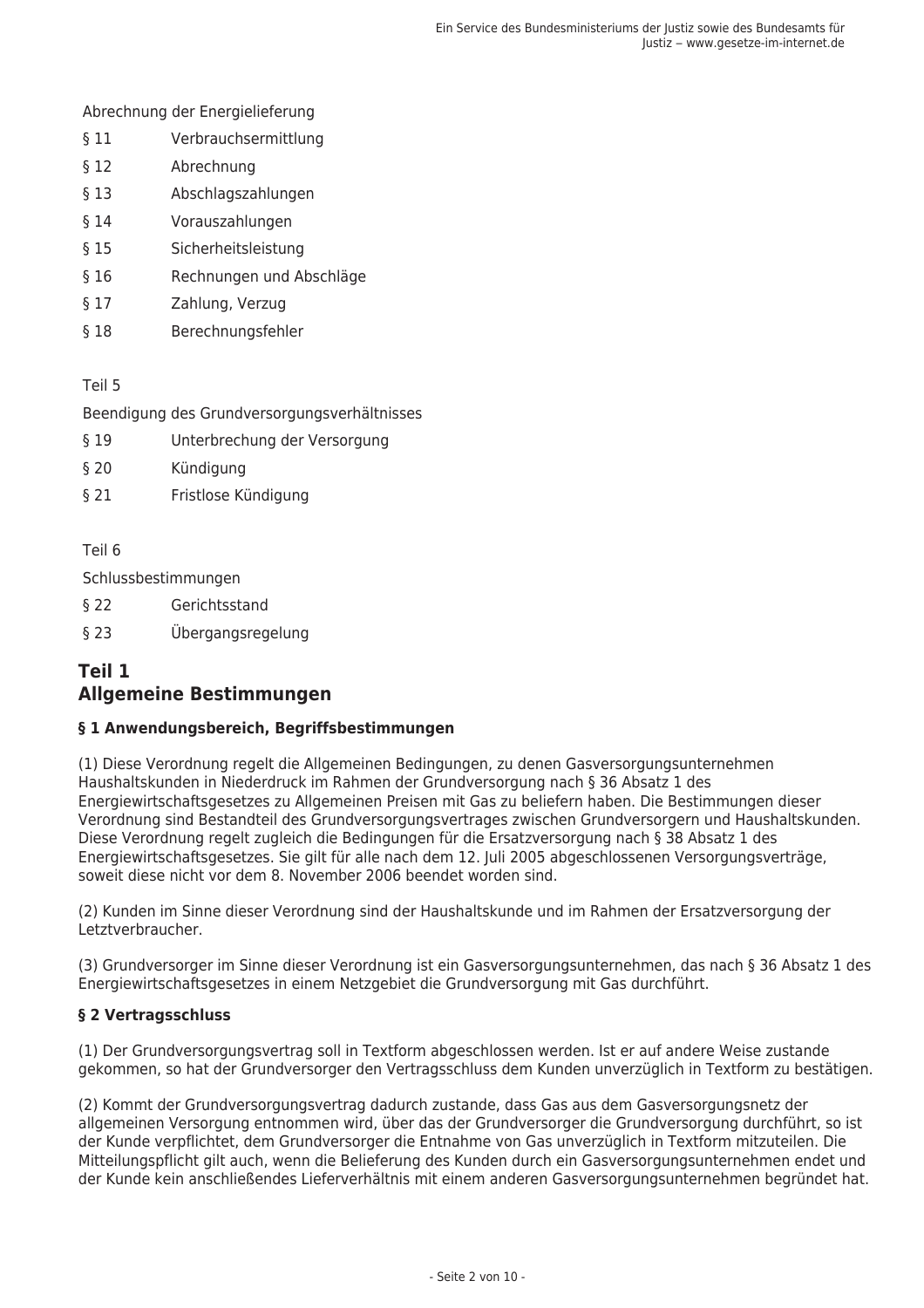Abrechnung der Energielieferung

| | |
|---|---|
| § 11 | Verbrauchsermittlung |
| § 12 | Abrechnung |
| § 13 | Abschlagszahlungen |
| § 14 | Vorauszahlungen |
| § 15 | Sicherheitsleistung |
| § 16 | Rechnungen und Abschläge |
| § 17 | Zahlung, Verzug |
| § 18 | Berechnungsfehler |

Teil 5

Beendigung des Grundversorgungsverhältnisses

| | |
|---|---|
| § 19 | Unterbrechung der Versorgung |
| § 20 | Kündigung |
| § 21 | Fristlose Kündigung |

Teil 6

Schlussbestimmungen

| | |
|---|---|
| § 22 | Gerichtsstand |
| § 23 | Übergangsregelung |

## Teil 1
## Allgemeine Bestimmungen

### § 1 Anwendungsbereich, Begriffsbestimmungen

(1) Diese Verordnung regelt die Allgemeinen Bedingungen, zu denen Gasversorgungsunternehmen Haushaltskunden in Niederdruck im Rahmen der Grundversorgung nach § 36 Absatz 1 des Energiewirtschaftsgesetzes zu Allgemeinen Preisen mit Gas zu beliefern haben. Die Bestimmungen dieser Verordnung sind Bestandteil des Grundversorgungsvertrages zwischen Grundversorgern und Haushaltskunden. Diese Verordnung regelt zugleich die Bedingungen für die Ersatzversorgung nach § 38 Absatz 1 des Energiewirtschaftsgesetzes. Sie gilt für alle nach dem 12. Juli 2005 abgeschlossenen Versorgungsverträge, soweit diese nicht vor dem 8. November 2006 beendet worden sind.

(2) Kunden im Sinne dieser Verordnung sind der Haushaltskunde und im Rahmen der Ersatzversorgung der Letztverbraucher.

(3) Grundversorger im Sinne dieser Verordnung ist ein Gasversorgungsunternehmen, das nach § 36 Absatz 1 des Energiewirtschaftsgesetzes in einem Netzgebiet die Grundversorgung mit Gas durchführt.

### § 2 Vertragsschluss

(1) Der Grundversorgungsvertrag soll in Textform abgeschlossen werden. Ist er auf andere Weise zustande gekommen, so hat der Grundversorger den Vertragsschluss dem Kunden unverzüglich in Textform zu bestätigen.

(2) Kommt der Grundversorgungsvertrag dadurch zustande, dass Gas aus dem Gasversorgungsnetz der allgemeinen Versorgung entnommen wird, über das der Grundversorger die Grundversorgung durchführt, so ist der Kunde verpflichtet, dem Grundversorger die Entnahme von Gas unverzüglich in Textform mitzuteilen. Die Mitteilungspflicht gilt auch, wenn die Belieferung des Kunden durch ein Gasversorgungsunternehmen endet und der Kunde kein anschließendes Lieferverhältnis mit einem anderen Gasversorgungsunternehmen begründet hat.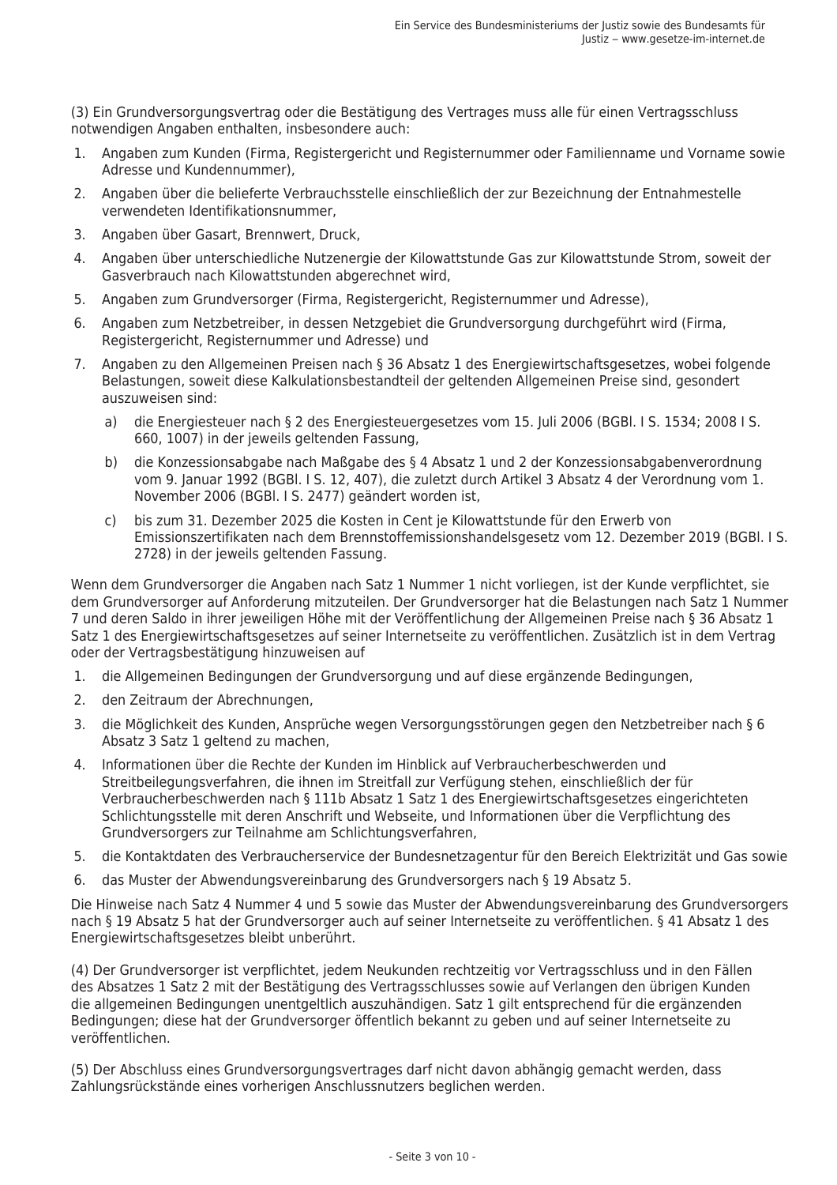(3) Ein Grundversorgungsvertrag oder die Bestätigung des Vertrages muss alle für einen Vertragsschluss notwendigen Angaben enthalten, insbesondere auch:

1. Angaben zum Kunden (Firma, Registergericht und Registernummer oder Familienname und Vorname sowie Adresse und Kundennummer),
2. Angaben über die belieferte Verbrauchsstelle einschließlich der zur Bezeichnung der Entnahmestelle verwendeten Identifikationsnummer,
3. Angaben über Gasart, Brennwert, Druck,
4. Angaben über unterschiedliche Nutzenergie der Kilowattstunde Gas zur Kilowattstunde Strom, soweit der Gasverbrauch nach Kilowattstunden abgerechnet wird,
5. Angaben zum Grundversorger (Firma, Registergericht, Registernummer und Adresse),
6. Angaben zum Netzbetreiber, in dessen Netzgebiet die Grundversorgung durchgeführt wird (Firma, Registergericht, Registernummer und Adresse) und
7. Angaben zu den Allgemeinen Preisen nach § 36 Absatz 1 des Energiewirtschaftsgesetzes, wobei folgende Belastungen, soweit diese Kalkulationsbestandteil der geltenden Allgemeinen Preise sind, gesondert auszuweisen sind:
   a) die Energiesteuer nach § 2 des Energiesteuergesetzes vom 15. Juli 2006 (BGBl. I S. 1534; 2008 I S. 660, 1007) in der jeweils geltenden Fassung,
   b) die Konzessionsabgabe nach Maßgabe des § 4 Absatz 1 und 2 der Konzessionsabgabenverordnung vom 9. Januar 1992 (BGBl. I S. 12, 407), die zuletzt durch Artikel 3 Absatz 4 der Verordnung vom 1. November 2006 (BGBl. I S. 2477) geändert worden ist,
   c) bis zum 31. Dezember 2025 die Kosten in Cent je Kilowattstunde für den Erwerb von Emissionszertifikaten nach dem Brennstoffemissionshandelsgesetz vom 12. Dezember 2019 (BGBl. I S. 2728) in der jeweils geltenden Fassung.

Wenn dem Grundversorger die Angaben nach Satz 1 Nummer 1 nicht vorliegen, ist der Kunde verpflichtet, sie dem Grundversorger auf Anforderung mitzuteilen. Der Grundversorger hat die Belastungen nach Satz 1 Nummer 7 und deren Saldo in ihrer jeweiligen Höhe mit der Veröffentlichung der Allgemeinen Preise nach § 36 Absatz 1 Satz 1 des Energiewirtschaftsgesetzes auf seiner Internetseite zu veröffentlichen. Zusätzlich ist in dem Vertrag oder der Vertragsbestätigung hinzuweisen auf

1. die Allgemeinen Bedingungen der Grundversorgung und auf diese ergänzende Bedingungen,
2. den Zeitraum der Abrechnungen,
3. die Möglichkeit des Kunden, Ansprüche wegen Versorgungsstörungen gegen den Netzbetreiber nach § 6 Absatz 3 Satz 1 geltend zu machen,
4. Informationen über die Rechte der Kunden im Hinblick auf Verbraucherbeschwerden und Streitbeilegungsverfahren, die ihnen im Streitfall zur Verfügung stehen, einschließlich der für Verbraucherbeschwerden nach § 111b Absatz 1 Satz 1 des Energiewirtschaftsgesetzes eingerichteten Schlichtungsstelle mit deren Anschrift und Webseite, und Informationen über die Verpflichtung des Grundversorgers zur Teilnahme am Schlichtungsverfahren,
5. die Kontaktdaten des Verbraucherservice der Bundesnetzagentur für den Bereich Elektrizität und Gas sowie
6. das Muster der Abwendungsvereinbarung des Grundversorgers nach § 19 Absatz 5.

Die Hinweise nach Satz 4 Nummer 4 und 5 sowie das Muster der Abwendungsvereinbarung des Grundversorgers nach § 19 Absatz 5 hat der Grundversorger auch auf seiner Internetseite zu veröffentlichen. § 41 Absatz 1 des Energiewirtschaftsgesetzes bleibt unberührt.

(4) Der Grundversorger ist verpflichtet, jedem Neukunden rechtzeitig vor Vertragsschluss und in den Fällen des Absatzes 1 Satz 2 mit der Bestätigung des Vertragsschlusses sowie auf Verlangen den übrigen Kunden die allgemeinen Bedingungen unentgeltlich auszuhändigen. Satz 1 gilt entsprechend für die ergänzenden Bedingungen; diese hat der Grundversorger öffentlich bekannt zu geben und auf seiner Internetseite zu veröffentlichen.

(5) Der Abschluss eines Grundversorgungsvertrages darf nicht davon abhängig gemacht werden, dass Zahlungsrückstände eines vorherigen Anschlussnutzers beglichen werden.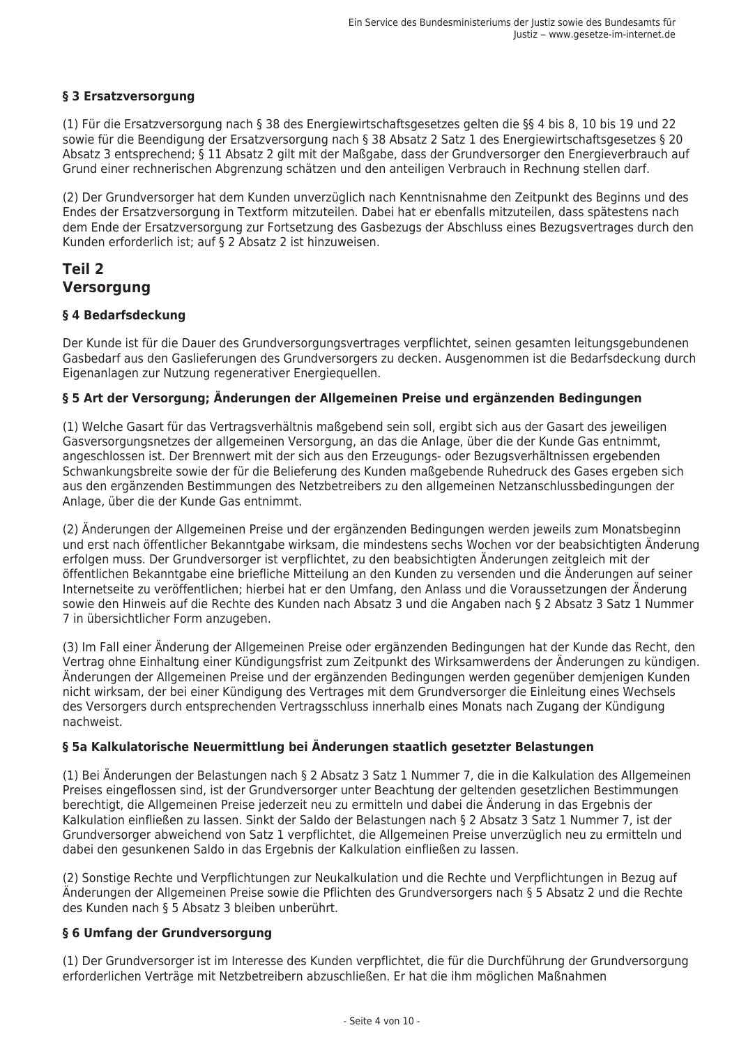### § 3 Ersatzversorgung

(1) Für die Ersatzversorgung nach § 38 des Energiewirtschaftsgesetzes gelten die §§ 4 bis 8, 10 bis 19 und 22 sowie für die Beendigung der Ersatzversorgung nach § 38 Absatz 2 Satz 1 des Energiewirtschaftsgesetzes § 20 Absatz 3 entsprechend; § 11 Absatz 2 gilt mit der Maßgabe, dass der Grundversorger den Energieverbrauch auf Grund einer rechnerischen Abgrenzung schätzen und den anteiligen Verbrauch in Rechnung stellen darf.

(2) Der Grundversorger hat dem Kunden unverzüglich nach Kenntnisnahme den Zeitpunkt des Beginns und des Endes der Ersatzversorgung in Textform mitzuteilen. Dabei hat er ebenfalls mitzuteilen, dass spätestens nach dem Ende der Ersatzversorgung zur Fortsetzung des Gasbezugs der Abschluss eines Bezugsvertrages durch den Kunden erforderlich ist; auf § 2 Absatz 2 ist hinzuweisen.

## Teil 2
## Versorgung

### § 4 Bedarfsdeckung

Der Kunde ist für die Dauer des Grundversorgungsvertrages verpflichtet, seinen gesamten leitungsgebundenen Gasbedarf aus den Gaslieferungen des Grundversorgers zu decken. Ausgenommen ist die Bedarfsdeckung durch Eigenanlagen zur Nutzung regenerativer Energiequellen.

### § 5 Art der Versorgung; Änderungen der Allgemeinen Preise und ergänzenden Bedingungen

(1) Welche Gasart für das Vertragsverhältnis maßgebend sein soll, ergibt sich aus der Gasart des jeweiligen Gasversorgungsnetzes der allgemeinen Versorgung, an das die Anlage, über die der Kunde Gas entnimmt, angeschlossen ist. Der Brennwert mit der sich aus den Erzeugungs- oder Bezugsverhältnissen ergebenden Schwankungsbreite sowie der für die Belieferung des Kunden maßgebende Ruhedruck des Gases ergeben sich aus den ergänzenden Bestimmungen des Netzbetreibers zu den allgemeinen Netzanschlussbedingungen der Anlage, über die der Kunde Gas entnimmt.

(2) Änderungen der Allgemeinen Preise und der ergänzenden Bedingungen werden jeweils zum Monatsbeginn und erst nach öffentlicher Bekanntgabe wirksam, die mindestens sechs Wochen vor der beabsichtigten Änderung erfolgen muss. Der Grundversorger ist verpflichtet, zu den beabsichtigten Änderungen zeitgleich mit der öffentlichen Bekanntgabe eine briefliche Mitteilung an den Kunden zu versenden und die Änderungen auf seiner Internetseite zu veröffentlichen; hierbei hat er den Umfang, den Anlass und die Voraussetzungen der Änderung sowie den Hinweis auf die Rechte des Kunden nach Absatz 3 und die Angaben nach § 2 Absatz 3 Satz 1 Nummer 7 in übersichtlicher Form anzugeben.

(3) Im Fall einer Änderung der Allgemeinen Preise oder ergänzenden Bedingungen hat der Kunde das Recht, den Vertrag ohne Einhaltung einer Kündigungsfrist zum Zeitpunkt des Wirksamwerdens der Änderungen zu kündigen. Änderungen der Allgemeinen Preise und der ergänzenden Bedingungen werden gegenüber demjenigen Kunden nicht wirksam, der bei einer Kündigung des Vertrages mit dem Grundversorger die Einleitung eines Wechsels des Versorgers durch entsprechenden Vertragsschluss innerhalb eines Monats nach Zugang der Kündigung nachweist.

### § 5a Kalkulatorische Neuermittlung bei Änderungen staatlich gesetzter Belastungen

(1) Bei Änderungen der Belastungen nach § 2 Absatz 3 Satz 1 Nummer 7, die in die Kalkulation des Allgemeinen Preises eingeflossen sind, ist der Grundversorger unter Beachtung der geltenden gesetzlichen Bestimmungen berechtigt, die Allgemeinen Preise jederzeit neu zu ermitteln und dabei die Änderung in das Ergebnis der Kalkulation einfließen zu lassen. Sinkt der Saldo der Belastungen nach § 2 Absatz 3 Satz 1 Nummer 7, ist der Grundversorger abweichend von Satz 1 verpflichtet, die Allgemeinen Preise unverzüglich neu zu ermitteln und dabei den gesunkenen Saldo in das Ergebnis der Kalkulation einfließen zu lassen.

(2) Sonstige Rechte und Verpflichtungen zur Neukalkulation und die Rechte und Verpflichtungen in Bezug auf Änderungen der Allgemeinen Preise sowie die Pflichten des Grundversorgers nach § 5 Absatz 2 und die Rechte des Kunden nach § 5 Absatz 3 bleiben unberührt.

### § 6 Umfang der Grundversorgung

(1) Der Grundversorger ist im Interesse des Kunden verpflichtet, die für die Durchführung der Grundversorgung erforderlichen Verträge mit Netzbetreibern abzuschließen. Er hat die ihm möglichen Maßnahmen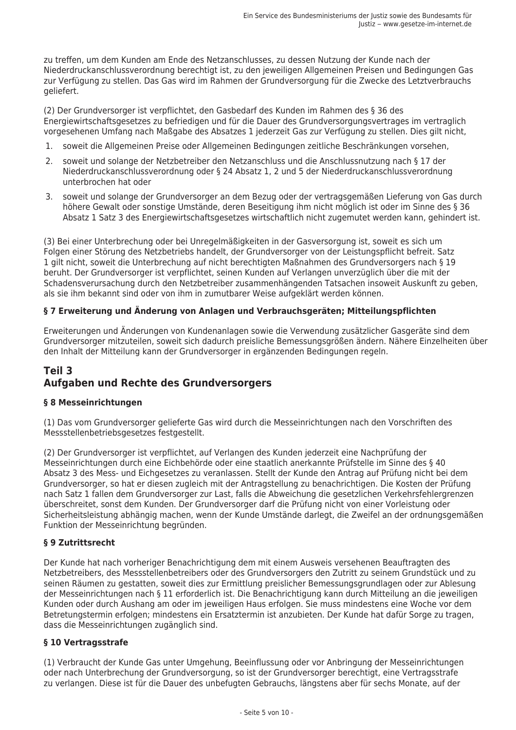zu treffen, um dem Kunden am Ende des Netzanschlusses, zu dessen Nutzung der Kunde nach der Niederdruckanschlussverordnung berechtigt ist, zu den jeweiligen Allgemeinen Preisen und Bedingungen Gas zur Verfügung zu stellen. Das Gas wird im Rahmen der Grundversorgung für die Zwecke des Letztverbrauchs geliefert.

(2) Der Grundversorger ist verpflichtet, den Gasbedarf des Kunden im Rahmen des § 36 des Energiewirtschaftsgesetzes zu befriedigen und für die Dauer des Grundversorgungsvertrages im vertraglich vorgesehenen Umfang nach Maßgabe des Absatzes 1 jederzeit Gas zur Verfügung zu stellen. Dies gilt nicht,

1. soweit die Allgemeinen Preise oder Allgemeinen Bedingungen zeitliche Beschränkungen vorsehen,
2. soweit und solange der Netzbetreiber den Netzanschluss und die Anschlussnutzung nach § 17 der Niederdruckanschlussverordnung oder § 24 Absatz 1, 2 und 5 der Niederdruckanschlussverordnung unterbrochen hat oder
3. soweit und solange der Grundversorger an dem Bezug oder der vertragsgemäßen Lieferung von Gas durch höhere Gewalt oder sonstige Umstände, deren Beseitigung ihm nicht möglich ist oder im Sinne des § 36 Absatz 1 Satz 3 des Energiewirtschaftsgesetzes wirtschaftlich nicht zugemutet werden kann, gehindert ist.

(3) Bei einer Unterbrechung oder bei Unregelmäßigkeiten in der Gasversorgung ist, soweit es sich um Folgen einer Störung des Netzbetriebs handelt, der Grundversorger von der Leistungspflicht befreit. Satz 1 gilt nicht, soweit die Unterbrechung auf nicht berechtigten Maßnahmen des Grundversorgers nach § 19 beruht. Der Grundversorger ist verpflichtet, seinen Kunden auf Verlangen unverzüglich über die mit der Schadensverursachung durch den Netzbetreiber zusammenhängenden Tatsachen insoweit Auskunft zu geben, als sie ihm bekannt sind oder von ihm in zumutbarer Weise aufgeklärt werden können.

### § 7 Erweiterung und Änderung von Anlagen und Verbrauchsgeräten; Mitteilungspflichten

Erweiterungen und Änderungen von Kundenanlagen sowie die Verwendung zusätzlicher Gasgeräte sind dem Grundversorger mitzuteilen, soweit sich dadurch preisliche Bemessungsgrößen ändern. Nähere Einzelheiten über den Inhalt der Mitteilung kann der Grundversorger in ergänzenden Bedingungen regeln.

## Teil 3
## Aufgaben und Rechte des Grundversorgers

### § 8 Messeinrichtungen

(1) Das vom Grundversorger gelieferte Gas wird durch die Messeinrichtungen nach den Vorschriften des Messstellenbetriebsgesetzes festgestellt.

(2) Der Grundversorger ist verpflichtet, auf Verlangen des Kunden jederzeit eine Nachprüfung der Messeinrichtungen durch eine Eichbehörde oder eine staatlich anerkannte Prüfstelle im Sinne des § 40 Absatz 3 des Mess- und Eichgesetzes zu veranlassen. Stellt der Kunde den Antrag auf Prüfung nicht bei dem Grundversorger, so hat er diesen zugleich mit der Antragstellung zu benachrichtigen. Die Kosten der Prüfung nach Satz 1 fallen dem Grundversorger zur Last, falls die Abweichung die gesetzlichen Verkehrsfehlergrenzen überschreitet, sonst dem Kunden. Der Grundversorger darf die Prüfung nicht von einer Vorleistung oder Sicherheitsleistung abhängig machen, wenn der Kunde Umstände darlegt, die Zweifel an der ordnungsgemäßen Funktion der Messeinrichtung begründen.

### § 9 Zutrittsrecht

Der Kunde hat nach vorheriger Benachrichtigung dem mit einem Ausweis versehenen Beauftragten des Netzbetreibers, des Messstellenbetreibers oder des Grundversorgers den Zutritt zu seinem Grundstück und zu seinen Räumen zu gestatten, soweit dies zur Ermittlung preislicher Bemessungsgrundlagen oder zur Ablesung der Messeinrichtungen nach § 11 erforderlich ist. Die Benachrichtigung kann durch Mitteilung an die jeweiligen Kunden oder durch Aushang am oder im jeweiligen Haus erfolgen. Sie muss mindestens eine Woche vor dem Betretungstermin erfolgen; mindestens ein Ersatztermin ist anzubieten. Der Kunde hat dafür Sorge zu tragen, dass die Messeinrichtungen zugänglich sind.

### § 10 Vertragsstrafe

(1) Verbraucht der Kunde Gas unter Umgehung, Beeinflussung oder vor Anbringung der Messeinrichtungen oder nach Unterbrechung der Grundversorgung, so ist der Grundversorger berechtigt, eine Vertragsstrafe zu verlangen. Diese ist für die Dauer des unbefugten Gebrauchs, längstens aber für sechs Monate, auf der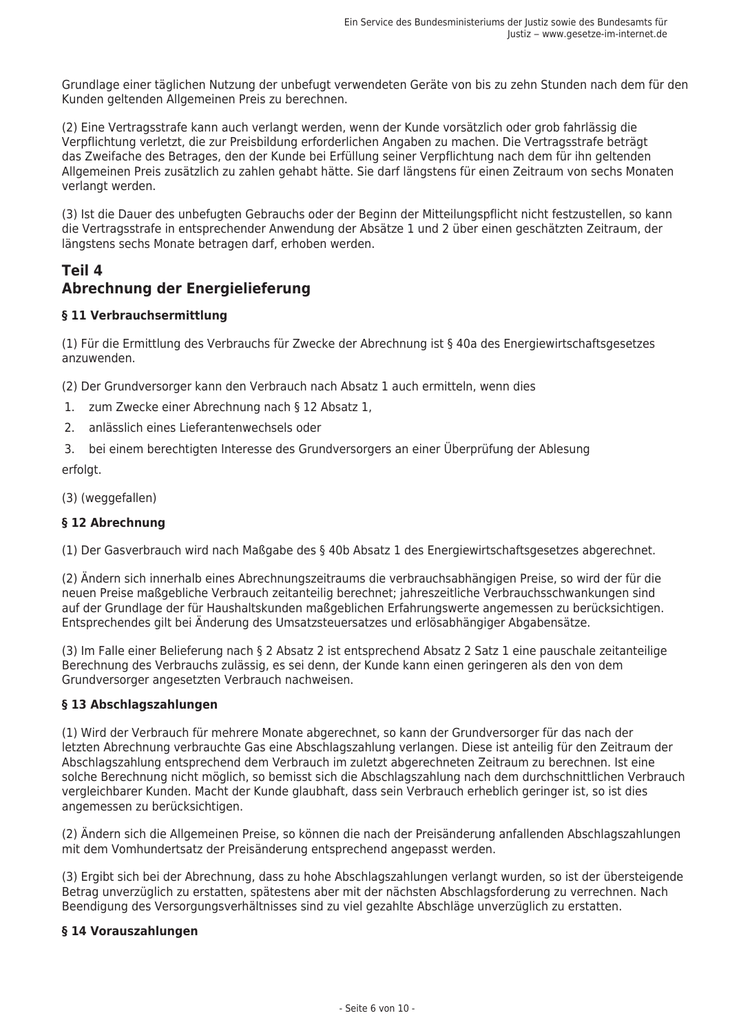Grundlage einer täglichen Nutzung der unbefugt verwendeten Geräte von bis zu zehn Stunden nach dem für den Kunden geltenden Allgemeinen Preis zu berechnen.

(2) Eine Vertragsstrafe kann auch verlangt werden, wenn der Kunde vorsätzlich oder grob fahrlässig die Verpflichtung verletzt, die zur Preisbildung erforderlichen Angaben zu machen. Die Vertragsstrafe beträgt das Zweifache des Betrages, den der Kunde bei Erfüllung seiner Verpflichtung nach dem für ihn geltenden Allgemeinen Preis zusätzlich zu zahlen gehabt hätte. Sie darf längstens für einen Zeitraum von sechs Monaten verlangt werden.

(3) Ist die Dauer des unbefugten Gebrauchs oder der Beginn der Mitteilungspflicht nicht festzustellen, so kann die Vertragsstrafe in entsprechender Anwendung der Absätze 1 und 2 über einen geschätzten Zeitraum, der längstens sechs Monate betragen darf, erhoben werden.

## Teil 4
## Abrechnung der Energielieferung

### § 11 Verbrauchsermittlung

(1) Für die Ermittlung des Verbrauchs für Zwecke der Abrechnung ist § 40a des Energiewirtschaftsgesetzes anzuwenden.

(2) Der Grundversorger kann den Verbrauch nach Absatz 1 auch ermitteln, wenn dies

1. zum Zwecke einer Abrechnung nach § 12 Absatz 1,
2. anlässlich eines Lieferantenwechsels oder
3. bei einem berechtigten Interesse des Grundversorgers an einer Überprüfung der Ablesung

erfolgt.

(3) (weggefallen)

### § 12 Abrechnung

(1) Der Gasverbrauch wird nach Maßgabe des § 40b Absatz 1 des Energiewirtschaftsgesetzes abgerechnet.

(2) Ändern sich innerhalb eines Abrechnungszeitraums die verbrauchsabhängigen Preise, so wird der für die neuen Preise maßgebliche Verbrauch zeitanteilig berechnet; jahreszeitliche Verbrauchsschwankungen sind auf der Grundlage der für Haushaltskunden maßgeblichen Erfahrungswerte angemessen zu berücksichtigen. Entsprechendes gilt bei Änderung des Umsatzsteuersatzes und erlösabhängiger Abgabensätze.

(3) Im Falle einer Belieferung nach § 2 Absatz 2 ist entsprechend Absatz 2 Satz 1 eine pauschale zeitanteilige Berechnung des Verbrauchs zulässig, es sei denn, der Kunde kann einen geringeren als den von dem Grundversorger angesetzten Verbrauch nachweisen.

### § 13 Abschlagszahlungen

(1) Wird der Verbrauch für mehrere Monate abgerechnet, so kann der Grundversorger für das nach der letzten Abrechnung verbrauchte Gas eine Abschlagszahlung verlangen. Diese ist anteilig für den Zeitraum der Abschlagszahlung entsprechend dem Verbrauch im zuletzt abgerechneten Zeitraum zu berechnen. Ist eine solche Berechnung nicht möglich, so bemisst sich die Abschlagszahlung nach dem durchschnittlichen Verbrauch vergleichbarer Kunden. Macht der Kunde glaubhaft, dass sein Verbrauch erheblich geringer ist, so ist dies angemessen zu berücksichtigen.

(2) Ändern sich die Allgemeinen Preise, so können die nach der Preisänderung anfallenden Abschlagszahlungen mit dem Vomhundertsatz der Preisänderung entsprechend angepasst werden.

(3) Ergibt sich bei der Abrechnung, dass zu hohe Abschlagszahlungen verlangt wurden, so ist der übersteigende Betrag unverzüglich zu erstatten, spätestens aber mit der nächsten Abschlagsforderung zu verrechnen. Nach Beendigung des Versorgungsverhältnisses sind zu viel gezahlte Abschläge unverzüglich zu erstatten.

### § 14 Vorauszahlungen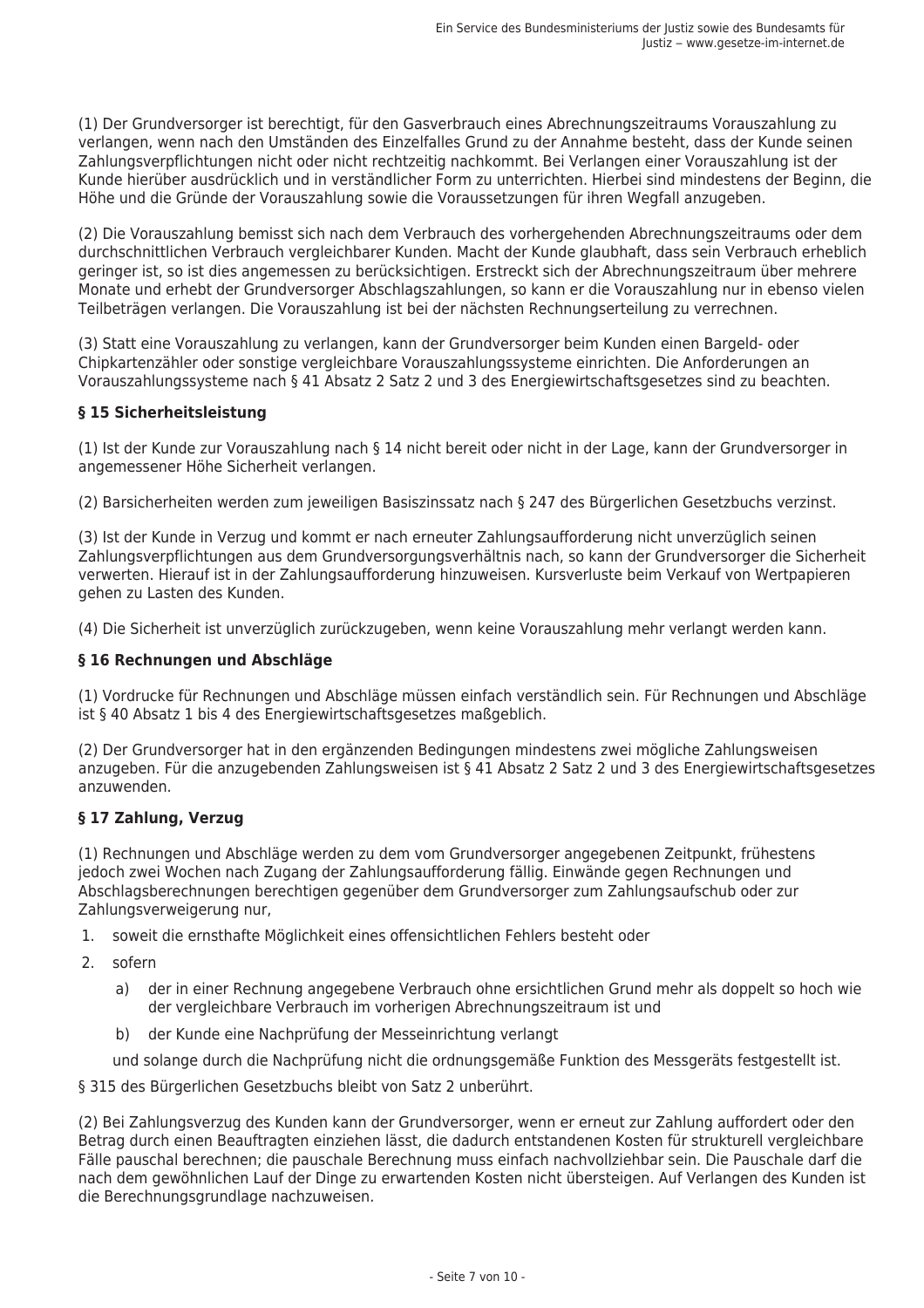(1) Der Grundversorger ist berechtigt, für den Gasverbrauch eines Abrechnungszeitraums Vorauszahlung zu verlangen, wenn nach den Umständen des Einzelfalles Grund zu der Annahme besteht, dass der Kunde seinen Zahlungsverpflichtungen nicht oder nicht rechtzeitig nachkommt. Bei Verlangen einer Vorauszahlung ist der Kunde hierüber ausdrücklich und in verständlicher Form zu unterrichten. Hierbei sind mindestens der Beginn, die Höhe und die Gründe der Vorauszahlung sowie die Voraussetzungen für ihren Wegfall anzugeben.

(2) Die Vorauszahlung bemisst sich nach dem Verbrauch des vorhergehenden Abrechnungszeitraums oder dem durchschnittlichen Verbrauch vergleichbarer Kunden. Macht der Kunde glaubhaft, dass sein Verbrauch erheblich geringer ist, so ist dies angemessen zu berücksichtigen. Erstreckt sich der Abrechnungszeitraum über mehrere Monate und erhebt der Grundversorger Abschlagszahlungen, so kann er die Vorauszahlung nur in ebenso vielen Teilbeträgen verlangen. Die Vorauszahlung ist bei der nächsten Rechnungserteilung zu verrechnen.

(3) Statt eine Vorauszahlung zu verlangen, kann der Grundversorger beim Kunden einen Bargeld- oder Chipkartenzähler oder sonstige vergleichbare Vorauszahlungssysteme einrichten. Die Anforderungen an Vorauszahlungssysteme nach § 41 Absatz 2 Satz 2 und 3 des Energiewirtschaftsgesetzes sind zu beachten.

### § 15 Sicherheitsleistung

(1) Ist der Kunde zur Vorauszahlung nach § 14 nicht bereit oder nicht in der Lage, kann der Grundversorger in angemessener Höhe Sicherheit verlangen.

(2) Barsicherheiten werden zum jeweiligen Basiszinssatz nach § 247 des Bürgerlichen Gesetzbuchs verzinst.

(3) Ist der Kunde in Verzug und kommt er nach erneuter Zahlungsaufforderung nicht unverzüglich seinen Zahlungsverpflichtungen aus dem Grundversorgungsverhältnis nach, so kann der Grundversorger die Sicherheit verwerten. Hierauf ist in der Zahlungsaufforderung hinzuweisen. Kursverluste beim Verkauf von Wertpapieren gehen zu Lasten des Kunden.

(4) Die Sicherheit ist unverzüglich zurückzugeben, wenn keine Vorauszahlung mehr verlangt werden kann.

### § 16 Rechnungen und Abschläge

(1) Vordrucke für Rechnungen und Abschläge müssen einfach verständlich sein. Für Rechnungen und Abschläge ist § 40 Absatz 1 bis 4 des Energiewirtschaftsgesetzes maßgeblich.

(2) Der Grundversorger hat in den ergänzenden Bedingungen mindestens zwei mögliche Zahlungsweisen anzugeben. Für die anzugebenden Zahlungsweisen ist § 41 Absatz 2 Satz 2 und 3 des Energiewirtschaftsgesetzes anzuwenden.

### § 17 Zahlung, Verzug

(1) Rechnungen und Abschläge werden zu dem vom Grundversorger angegebenen Zeitpunkt, frühestens jedoch zwei Wochen nach Zugang der Zahlungsaufforderung fällig. Einwände gegen Rechnungen und Abschlagsberechnungen berechtigen gegenüber dem Grundversorger zum Zahlungsaufschub oder zur Zahlungsverweigerung nur,

1. soweit die ernsthafte Möglichkeit eines offensichtlichen Fehlers besteht oder
2. sofern
   a) der in einer Rechnung angegebene Verbrauch ohne ersichtlichen Grund mehr als doppelt so hoch wie der vergleichbare Verbrauch im vorherigen Abrechnungszeitraum ist und
   b) der Kunde eine Nachprüfung der Messeinrichtung verlangt

   und solange durch die Nachprüfung nicht die ordnungsgemäße Funktion des Messgeräts festgestellt ist.

§ 315 des Bürgerlichen Gesetzbuchs bleibt von Satz 2 unberührt.

(2) Bei Zahlungsverzug des Kunden kann der Grundversorger, wenn er erneut zur Zahlung auffordert oder den Betrag durch einen Beauftragten einziehen lässt, die dadurch entstandenen Kosten für strukturell vergleichbare Fälle pauschal berechnen; die pauschale Berechnung muss einfach nachvollziehbar sein. Die Pauschale darf die nach dem gewöhnlichen Lauf der Dinge zu erwartenden Kosten nicht übersteigen. Auf Verlangen des Kunden ist die Berechnungsgrundlage nachzuweisen.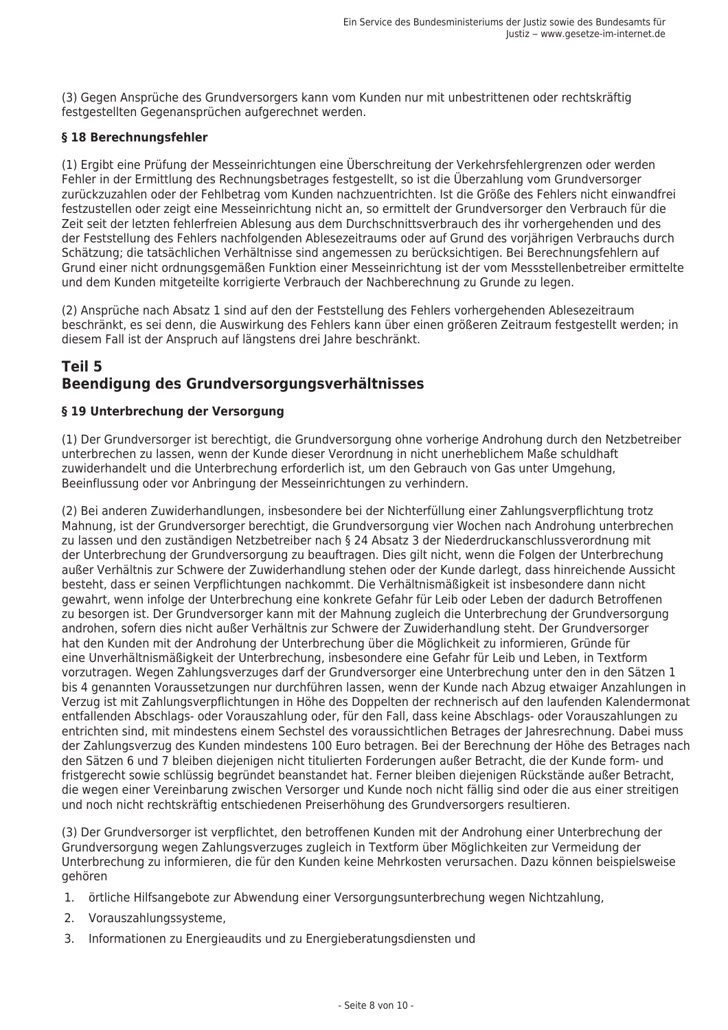(3) Gegen Ansprüche des Grundversorgers kann vom Kunden nur mit unbestrittenen oder rechtskräftig festgestellten Gegenansprüchen aufgerechnet werden.

### § 18 Berechnungsfehler

(1) Ergibt eine Prüfung der Messeinrichtungen eine Überschreitung der Verkehrsfehlergrenzen oder werden Fehler in der Ermittlung des Rechnungsbetrages festgestellt, so ist die Überzahlung vom Grundversorger zurückzuzahlen oder der Fehlbetrag vom Kunden nachzuentrichten. Ist die Größe des Fehlers nicht einwandfrei festzustellen oder zeigt eine Messeinrichtung nicht an, so ermittelt der Grundversorger den Verbrauch für die Zeit seit der letzten fehlerfreien Ablesung aus dem Durchschnittsverbrauch des ihr vorhergehenden und des der Feststellung des Fehlers nachfolgenden Ablesezeitraums oder auf Grund des vorjährigen Verbrauchs durch Schätzung; die tatsächlichen Verhältnisse sind angemessen zu berücksichtigen. Bei Berechnungsfehlern auf Grund einer nicht ordnungsgemäßen Funktion einer Messeinrichtung ist der vom Messstellenbetreiber ermittelte und dem Kunden mitgeteilte korrigierte Verbrauch der Nachberechnung zu Grunde zu legen.

(2) Ansprüche nach Absatz 1 sind auf den der Feststellung des Fehlers vorhergehenden Ablesezeitraum beschränkt, es sei denn, die Auswirkung des Fehlers kann über einen größeren Zeitraum festgestellt werden; in diesem Fall ist der Anspruch auf längstens drei Jahre beschränkt.

## Teil 5
## Beendigung des Grundversorgungsverhältnisses

### § 19 Unterbrechung der Versorgung

(1) Der Grundversorger ist berechtigt, die Grundversorgung ohne vorherige Androhung durch den Netzbetreiber unterbrechen zu lassen, wenn der Kunde dieser Verordnung in nicht unerheblichem Maße schuldhaft zuwiderhandelt und die Unterbrechung erforderlich ist, um den Gebrauch von Gas unter Umgehung, Beeinflussung oder vor Anbringung der Messeinrichtungen zu verhindern.

(2) Bei anderen Zuwiderhandlungen, insbesondere bei der Nichterfüllung einer Zahlungsverpflichtung trotz Mahnung, ist der Grundversorger berechtigt, die Grundversorgung vier Wochen nach Androhung unterbrechen zu lassen und den zuständigen Netzbetreiber nach § 24 Absatz 3 der Niederdruckanschlussverordnung mit der Unterbrechung der Grundversorgung zu beauftragen. Dies gilt nicht, wenn die Folgen der Unterbrechung außer Verhältnis zur Schwere der Zuwiderhandlung stehen oder der Kunde darlegt, dass hinreichende Aussicht besteht, dass er seinen Verpflichtungen nachkommt. Die Verhältnismäßigkeit ist insbesondere dann nicht gewahrt, wenn infolge der Unterbrechung eine konkrete Gefahr für Leib oder Leben der dadurch Betroffenen zu besorgen ist. Der Grundversorger kann mit der Mahnung zugleich die Unterbrechung der Grundversorgung androhen, sofern dies nicht außer Verhältnis zur Schwere der Zuwiderhandlung steht. Der Grundversorger hat den Kunden mit der Androhung der Unterbrechung über die Möglichkeit zu informieren, Gründe für eine Unverhältnismäßigkeit der Unterbrechung, insbesondere eine Gefahr für Leib und Leben, in Textform vorzutragen. Wegen Zahlungsverzuges darf der Grundversorger eine Unterbrechung unter den in den Sätzen 1 bis 4 genannten Voraussetzungen nur durchführen lassen, wenn der Kunde nach Abzug etwaiger Anzahlungen in Verzug ist mit Zahlungsverpflichtungen in Höhe des Doppelten der rechnerisch auf den laufenden Kalendermonat entfallenden Abschlags- oder Vorauszahlung oder, für den Fall, dass keine Abschlags- oder Vorauszahlungen zu entrichten sind, mit mindestens einem Sechstel des voraussichtlichen Betrages der Jahresrechnung. Dabei muss der Zahlungsverzug des Kunden mindestens 100 Euro betragen. Bei der Berechnung der Höhe des Betrages nach den Sätzen 6 und 7 bleiben diejenigen nicht titulierten Forderungen außer Betracht, die der Kunde form- und fristgerecht sowie schlüssig begründet beanstandet hat. Ferner bleiben diejenigen Rückstände außer Betracht, die wegen einer Vereinbarung zwischen Versorger und Kunde noch nicht fällig sind oder die aus einer streitigen und noch nicht rechtskräftig entschiedenen Preiserhöhung des Grundversorgers resultieren.

(3) Der Grundversorger ist verpflichtet, den betroffenen Kunden mit der Androhung einer Unterbrechung der Grundversorgung wegen Zahlungsverzuges zugleich in Textform über Möglichkeiten zur Vermeidung der Unterbrechung zu informieren, die für den Kunden keine Mehrkosten verursachen. Dazu können beispielsweise gehören

1. örtliche Hilfsangebote zur Abwendung einer Versorgungsunterbrechung wegen Nichtzahlung,
2. Vorauszahlungssysteme,
3. Informationen zu Energieaudits und zu Energieberatungsdiensten und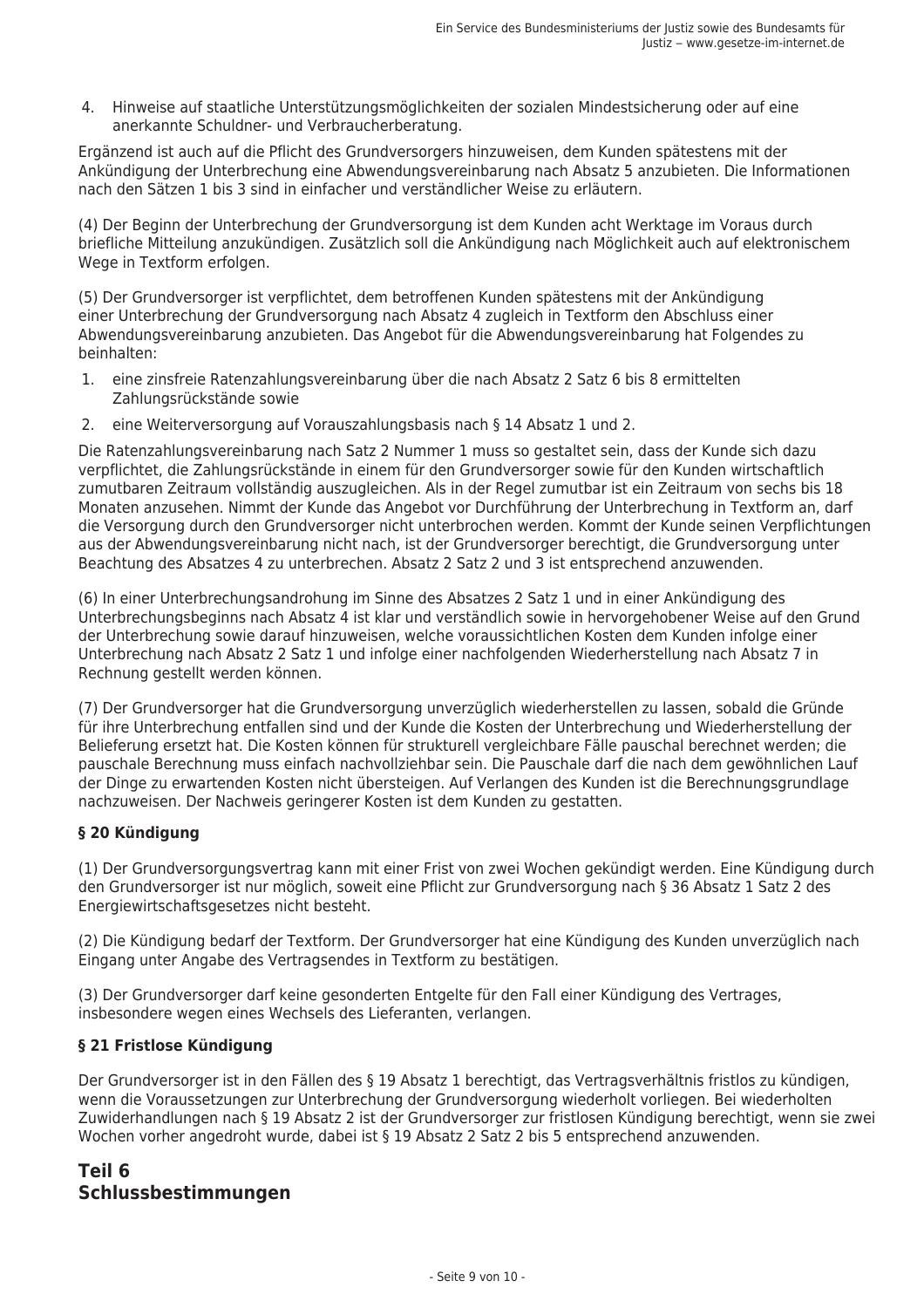4. Hinweise auf staatliche Unterstützungsmöglichkeiten der sozialen Mindestsicherung oder auf eine anerkannte Schuldner- und Verbraucherberatung.

Ergänzend ist auch auf die Pflicht des Grundversorgers hinzuweisen, dem Kunden spätestens mit der Ankündigung der Unterbrechung eine Abwendungsvereinbarung nach Absatz 5 anzubieten. Die Informationen nach den Sätzen 1 bis 3 sind in einfacher und verständlicher Weise zu erläutern.

(4) Der Beginn der Unterbrechung der Grundversorgung ist dem Kunden acht Werktage im Voraus durch briefliche Mitteilung anzukündigen. Zusätzlich soll die Ankündigung nach Möglichkeit auch auf elektronischem Wege in Textform erfolgen.

(5) Der Grundversorger ist verpflichtet, dem betroffenen Kunden spätestens mit der Ankündigung einer Unterbrechung der Grundversorgung nach Absatz 4 zugleich in Textform den Abschluss einer Abwendungsvereinbarung anzubieten. Das Angebot für die Abwendungsvereinbarung hat Folgendes zu beinhalten:

1. eine zinsfreie Ratenzahlungsvereinbarung über die nach Absatz 2 Satz 6 bis 8 ermittelten Zahlungsrückstände sowie
2. eine Weiterversorgung auf Vorauszahlungsbasis nach § 14 Absatz 1 und 2.

Die Ratenzahlungsvereinbarung nach Satz 2 Nummer 1 muss so gestaltet sein, dass der Kunde sich dazu verpflichtet, die Zahlungsrückstände in einem für den Grundversorger sowie für den Kunden wirtschaftlich zumutbaren Zeitraum vollständig auszugleichen. Als in der Regel zumutbar ist ein Zeitraum von sechs bis 18 Monaten anzusehen. Nimmt der Kunde das Angebot vor Durchführung der Unterbrechung in Textform an, darf die Versorgung durch den Grundversorger nicht unterbrochen werden. Kommt der Kunde seinen Verpflichtungen aus der Abwendungsvereinbarung nicht nach, ist der Grundversorger berechtigt, die Grundversorgung unter Beachtung des Absatzes 4 zu unterbrechen. Absatz 2 Satz 2 und 3 ist entsprechend anzuwenden.

(6) In einer Unterbrechungsandrohung im Sinne des Absatzes 2 Satz 1 und in einer Ankündigung des Unterbrechungsbeginns nach Absatz 4 ist klar und verständlich sowie in hervorgehobener Weise auf den Grund der Unterbrechung sowie darauf hinzuweisen, welche voraussichtlichen Kosten dem Kunden infolge einer Unterbrechung nach Absatz 2 Satz 1 und infolge einer nachfolgenden Wiederherstellung nach Absatz 7 in Rechnung gestellt werden können.

(7) Der Grundversorger hat die Grundversorgung unverzüglich wiederherstellen zu lassen, sobald die Gründe für ihre Unterbrechung entfallen sind und der Kunde die Kosten der Unterbrechung und Wiederherstellung der Belieferung ersetzt hat. Die Kosten können für strukturell vergleichbare Fälle pauschal berechnet werden; die pauschale Berechnung muss einfach nachvollziehbar sein. Die Pauschale darf die nach dem gewöhnlichen Lauf der Dinge zu erwartenden Kosten nicht übersteigen. Auf Verlangen des Kunden ist die Berechnungsgrundlage nachzuweisen. Der Nachweis geringerer Kosten ist dem Kunden zu gestatten.

### § 20 Kündigung

(1) Der Grundversorgungsvertrag kann mit einer Frist von zwei Wochen gekündigt werden. Eine Kündigung durch den Grundversorger ist nur möglich, soweit eine Pflicht zur Grundversorgung nach § 36 Absatz 1 Satz 2 des Energiewirtschaftsgesetzes nicht besteht.

(2) Die Kündigung bedarf der Textform. Der Grundversorger hat eine Kündigung des Kunden unverzüglich nach Eingang unter Angabe des Vertragsendes in Textform zu bestätigen.

(3) Der Grundversorger darf keine gesonderten Entgelte für den Fall einer Kündigung des Vertrages, insbesondere wegen eines Wechsels des Lieferanten, verlangen.

### § 21 Fristlose Kündigung

Der Grundversorger ist in den Fällen des § 19 Absatz 1 berechtigt, das Vertragsverhältnis fristlos zu kündigen, wenn die Voraussetzungen zur Unterbrechung der Grundversorgung wiederholt vorliegen. Bei wiederholten Zuwiderhandlungen nach § 19 Absatz 2 ist der Grundversorger zur fristlosen Kündigung berechtigt, wenn sie zwei Wochen vorher angedroht wurde, dabei ist § 19 Absatz 2 Satz 2 bis 5 entsprechend anzuwenden.

## Teil 6
## Schlussbestimmungen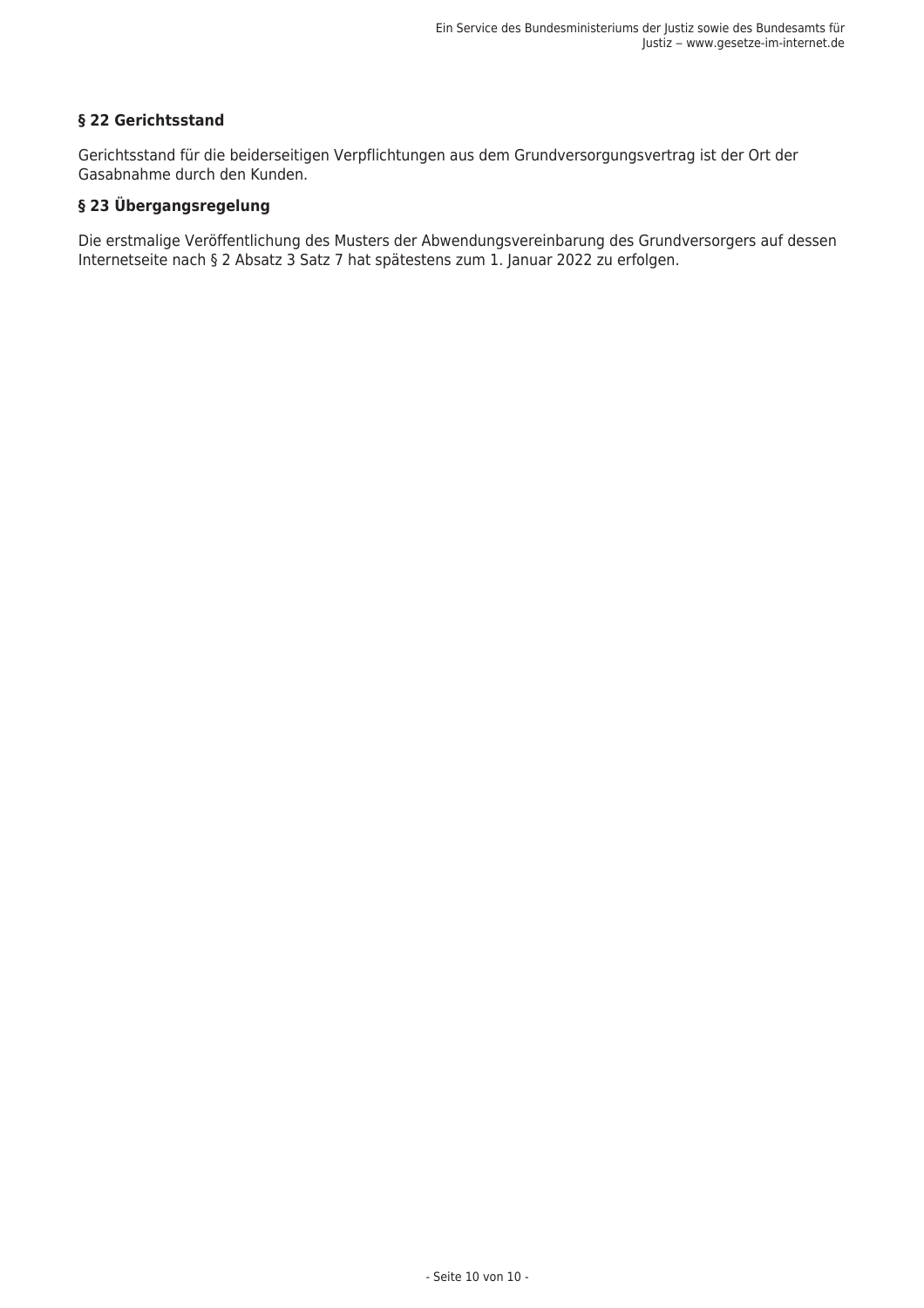### § 22 Gerichtsstand

Gerichtsstand für die beiderseitigen Verpflichtungen aus dem Grundversorgungsvertrag ist der Ort der Gasabnahme durch den Kunden.

### § 23 Übergangsregelung

Die erstmalige Veröffentlichung des Musters der Abwendungsvereinbarung des Grundversorgers auf dessen Internetseite nach § 2 Absatz 3 Satz 7 hat spätestens zum 1. Januar 2022 zu erfolgen.